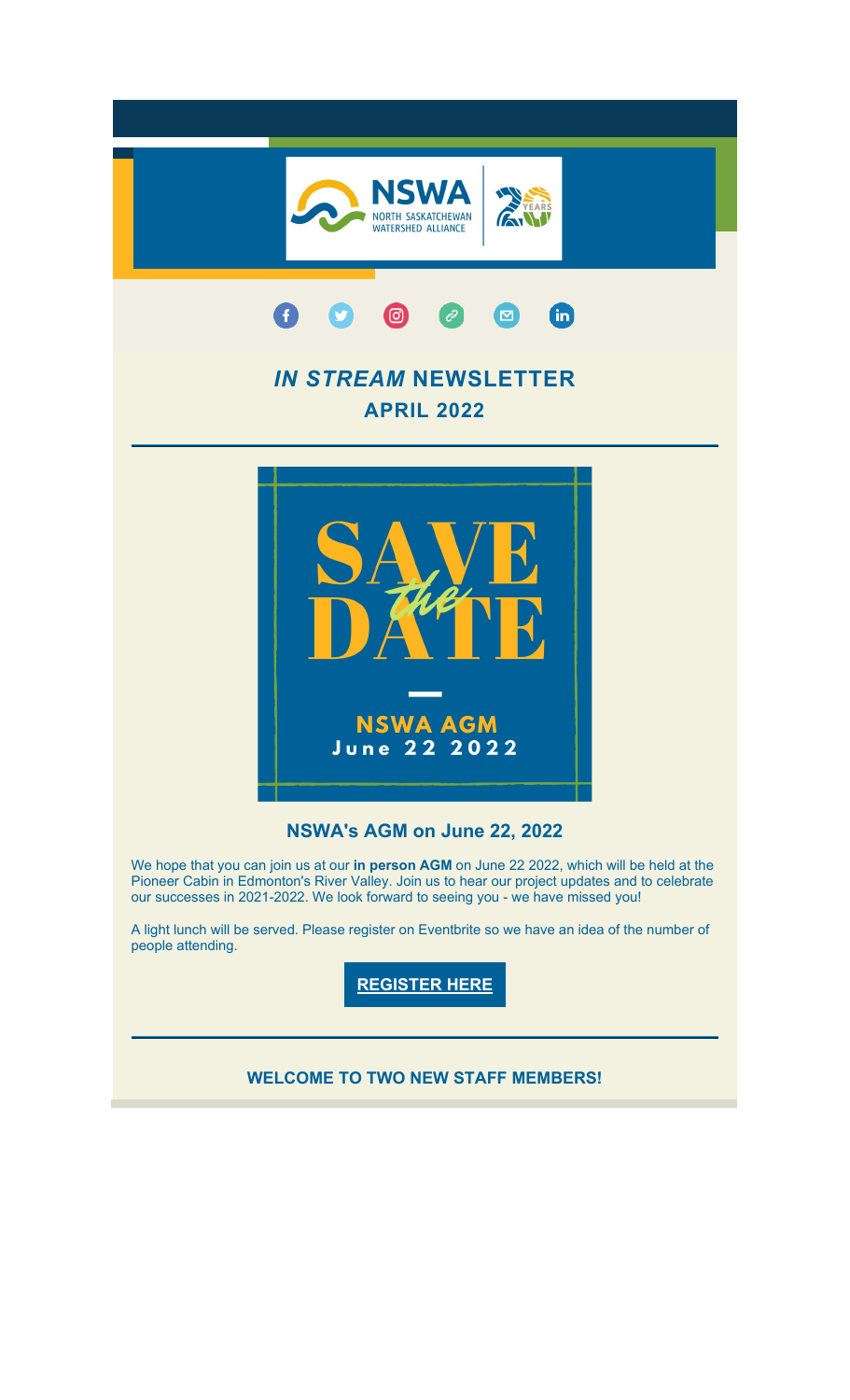# *IN STREAM* NEWSLETTER

## APRIL 2022

SAVE the DATE

NSWA AGM
June 22 2022

### NSWA's AGM on June 22, 2022

We hope that you can join us at our **in person AGM** on June 22 2022, which will be held at the Pioneer Cabin in Edmonton's River Valley. Join us to hear our project updates and to celebrate our successes in 2021-2022. We look forward to seeing you - we have missed you!

A light lunch will be served. Please register on Eventbrite so we have an idea of the number of people attending.

**REGISTER HERE**

### WELCOME TO TWO NEW STAFF MEMBERS!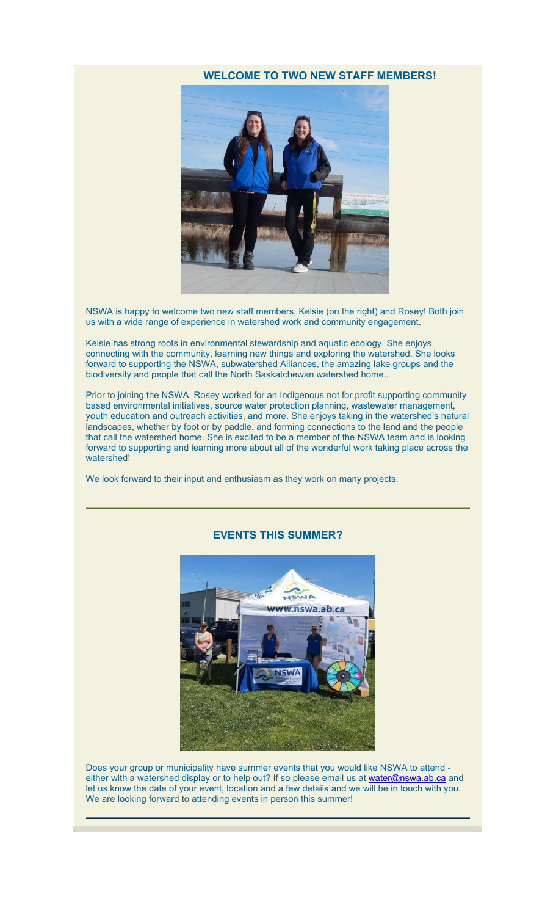## WELCOME TO TWO NEW STAFF MEMBERS!

NSWA is happy to welcome two new staff members, Kelsie (on the right) and Rosey! Both join us with a wide range of experience in watershed work and community engagement.

Kelsie has strong roots in environmental stewardship and aquatic ecology. She enjoys connecting with the community, learning new things and exploring the watershed. She looks forward to supporting the NSWA, subwatershed Alliances, the amazing lake groups and the biodiversity and people that call the North Saskatchewan watershed home..

Prior to joining the NSWA, Rosey worked for an Indigenous not for profit supporting community based environmental initiatives, source water protection planning, wastewater management, youth education and outreach activities, and more. She enjoys taking in the watershed's natural landscapes, whether by foot or by paddle, and forming connections to the land and the people that call the watershed home. She is excited to be a member of the NSWA team and is looking forward to supporting and learning more about all of the wonderful work taking place across the watershed!

We look forward to their input and enthusiasm as they work on many projects.

---

## EVENTS THIS SUMMER?

Does your group or municipality have summer events that you would like NSWA to attend - either with a watershed display or to help out? If so please email us at water@nswa.ab.ca and let us know the date of your event, location and a few details and we will be in touch with you. We are looking forward to attending events in person this summer!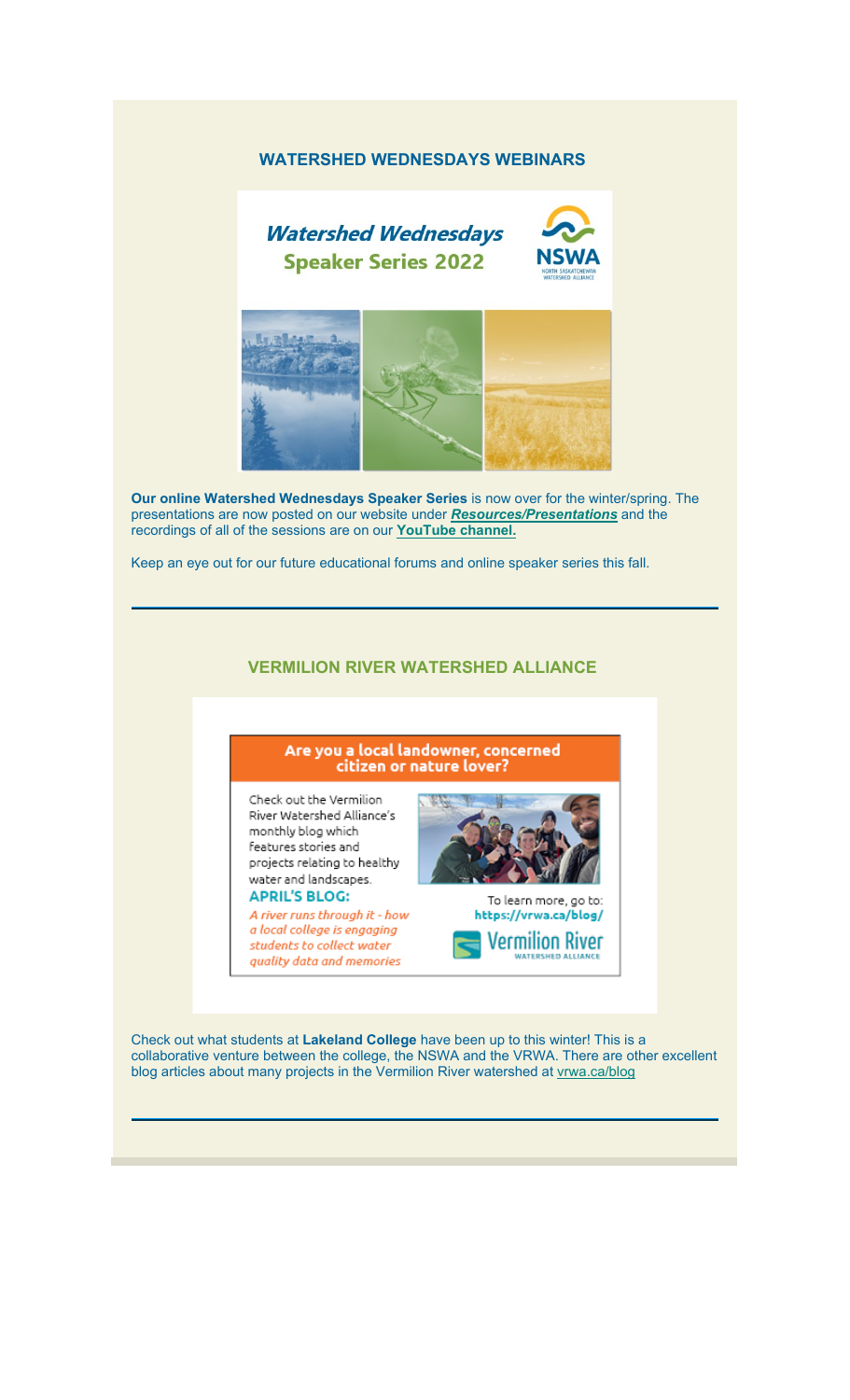## WATERSHED WEDNESDAYS WEBINARS

**Watershed Wednesdays Speaker Series 2022**

NSWA
NORTH SASKATCHEWAN WATERSHED ALLIANCE

**Our online Watershed Wednesdays Speaker Series** is now over for the winter/spring. The presentations are now posted on our website under ***Resources/Presentations*** and the recordings of all of the sessions are on our **YouTube channel.**

Keep an eye out for our future educational forums and online speaker series this fall.

---

## VERMILION RIVER WATERSHED ALLIANCE

**Are you a local landowner, concerned citizen or nature lover?**

Check out the Vermilion River Watershed Alliance's monthly blog which features stories and projects relating to healthy water and landscapes.

**APRIL'S BLOG:**

*A river runs through it - how a local college is engaging students to collect water quality data and memories*

To learn more, go to: **https://vrwa.ca/blog/**

Vermilion River WATERSHED ALLIANCE

Check out what students at **Lakeland College** have been up to this winter! This is a collaborative venture between the college, the NSWA and the VRWA. There are other excellent blog articles about many projects in the Vermilion River watershed at vrwa.ca/blog

---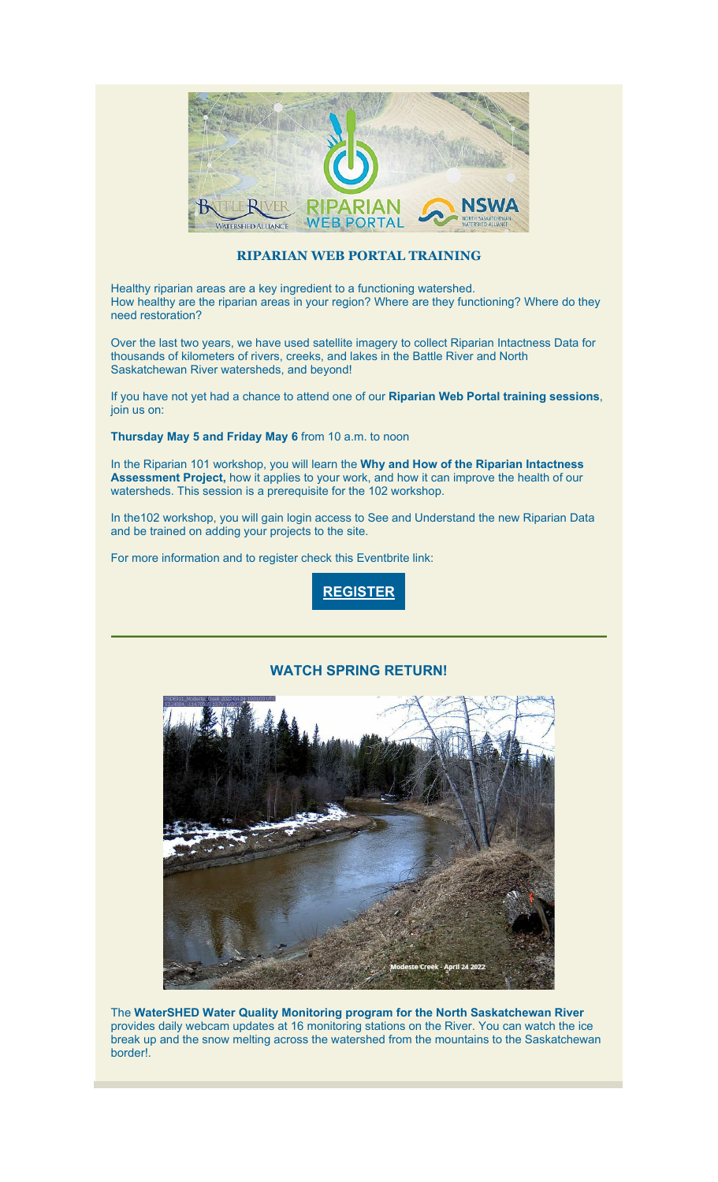## RIPARIAN WEB PORTAL TRAINING

Healthy riparian areas are a key ingredient to a functioning watershed.
How healthy are the riparian areas in your region? Where are they functioning? Where do they need restoration?

Over the last two years, we have used satellite imagery to collect Riparian Intactness Data for thousands of kilometers of rivers, creeks, and lakes in the Battle River and North Saskatchewan River watersheds, and beyond!

If you have not yet had a chance to attend one of our **Riparian Web Portal training sessions**, join us on:

**Thursday May 5 and Friday May 6** from 10 a.m. to noon

In the Riparian 101 workshop, you will learn the **Why and How of the Riparian Intactness Assessment Project,** how it applies to your work, and how it can improve the health of our watersheds. This session is a prerequisite for the 102 workshop.

In the102 workshop, you will gain login access to See and Understand the new Riparian Data and be trained on adding your projects to the site.

For more information and to register check this Eventbrite link:

**REGISTER**

---

## WATCH SPRING RETURN!

Modeste Creek - April 24 2022

The **WaterSHED Water Quality Monitoring program for the North Saskatchewan River** provides daily webcam updates at 16 monitoring stations on the River. You can watch the ice break up and the snow melting across the watershed from the mountains to the Saskatchewan border!.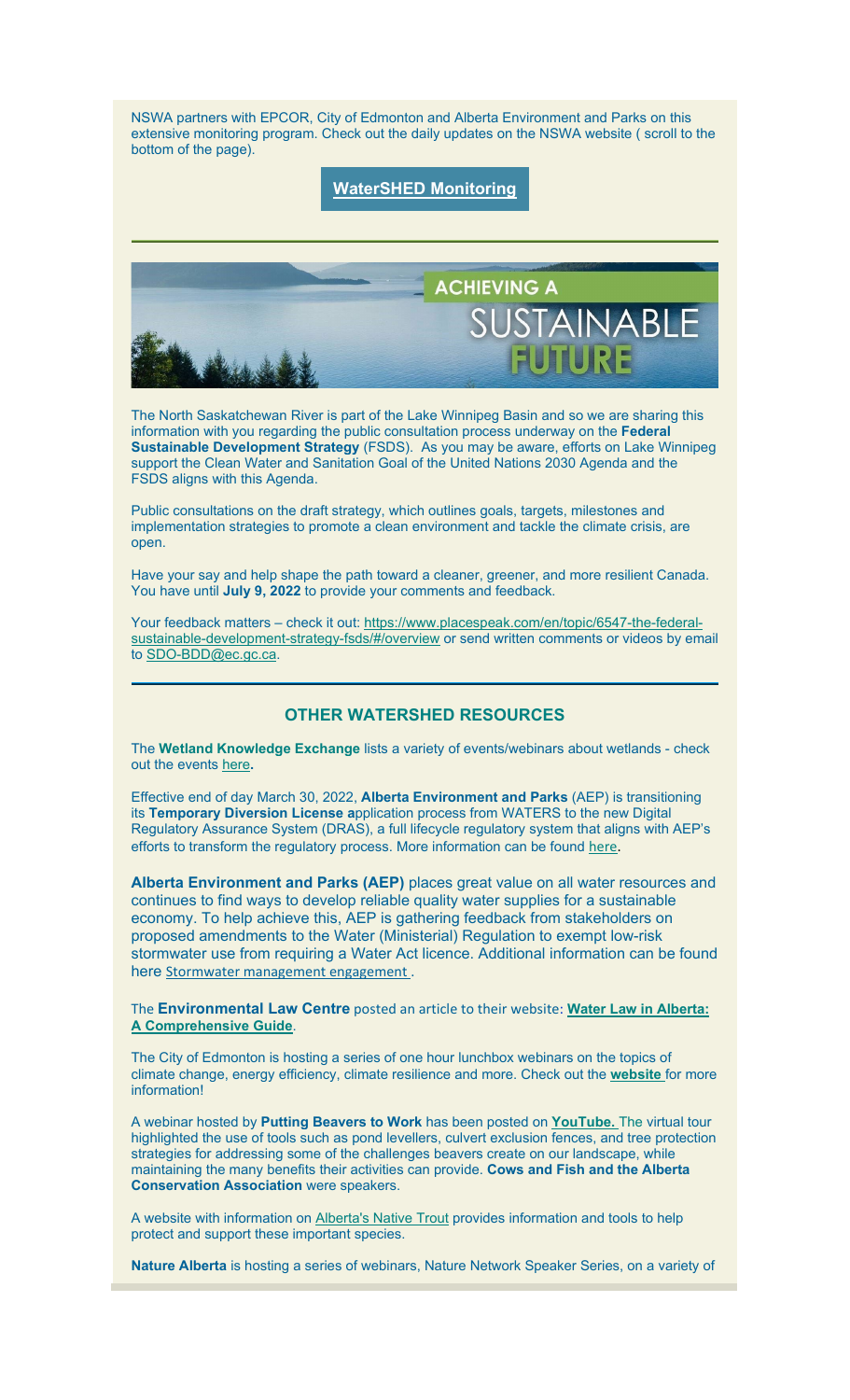NSWA partners with EPCOR, City of Edmonton and Alberta Environment and Parks on this extensive monitoring program. Check out the daily updates on the NSWA website ( scroll to the bottom of the page).

**WaterSHED Monitoring**

---

## ACHIEVING A SUSTAINABLE FUTURE

The North Saskatchewan River is part of the Lake Winnipeg Basin and so we are sharing this information with you regarding the public consultation process underway on the **Federal Sustainable Development Strategy** (FSDS). As you may be aware, efforts on Lake Winnipeg support the Clean Water and Sanitation Goal of the United Nations 2030 Agenda and the FSDS aligns with this Agenda.

Public consultations on the draft strategy, which outlines goals, targets, milestones and implementation strategies to promote a clean environment and tackle the climate crisis, are open.

Have your say and help shape the path toward a cleaner, greener, and more resilient Canada. You have until **July 9, 2022** to provide your comments and feedback.

Your feedback matters – check it out: https://www.placespeak.com/en/topic/6547-the-federal-sustainable-development-strategy-fsds/#/overview or send written comments or videos by email to SDO-BDD@ec.gc.ca.

---

## OTHER WATERSHED RESOURCES

The **Wetland Knowledge Exchange** lists a variety of events/webinars about wetlands - check out the events here**.**

Effective end of day March 30, 2022, **Alberta Environment and Parks** (AEP) is transitioning its **Temporary Diversion License a**pplication process from WATERS to the new Digital Regulatory Assurance System (DRAS), a full lifecycle regulatory system that aligns with AEP's efforts to transform the regulatory process. More information can be found here**.**

**Alberta Environment and Parks (AEP)** places great value on all water resources and continues to find ways to develop reliable quality water supplies for a sustainable economy. To help achieve this, AEP is gathering feedback from stakeholders on proposed amendments to the Water (Ministerial) Regulation to exempt low-risk stormwater use from requiring a Water Act licence. Additional information can be found here Stormwater management engagement .

The **Environmental Law Centre** posted an article to their website: **Water Law in Alberta: A Comprehensive Guide**.

The City of Edmonton is hosting a series of one hour lunchbox webinars on the topics of climate change, energy efficiency, climate resilience and more. Check out the **website** for more information!

A webinar hosted by **Putting Beavers to Work** has been posted on **YouTube.** The virtual tour highlighted the use of tools such as pond levellers, culvert exclusion fences, and tree protection strategies for addressing some of the challenges beavers create on our landscape, while maintaining the many benefits their activities can provide. **Cows and Fish and the Alberta Conservation Association** were speakers.

A website with information on Alberta's Native Trout provides information and tools to help protect and support these important species.

**Nature Alberta** is hosting a series of webinars, Nature Network Speaker Series, on a variety of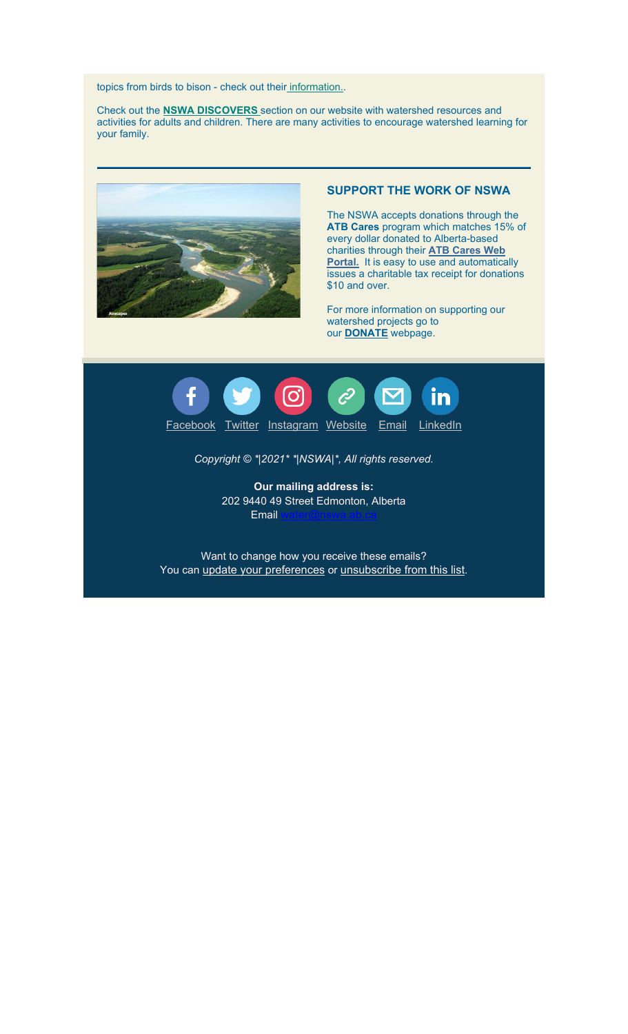topics from birds to bison - check out their information..

Check out the **NSWA DISCOVERS** section on our website with watershed resources and activities for adults and children. There are many activities to encourage watershed learning for your family.

## SUPPORT THE WORK OF NSWA

The NSWA accepts donations through the **ATB Cares** program which matches 15% of every dollar donated to Alberta-based charities through their **ATB Cares Web Portal.** It is easy to use and automatically issues a charitable tax receipt for donations $10 and over.

For more information on supporting our watershed projects go to our **DONATE** webpage.

Facebook Twitter Instagram Website Email LinkedIn

*Copyright © *|2021* *|NSWA|*, All rights reserved.*

**Our mailing address is:**
202 9440 49 Street Edmonton, Alberta
Email water@nswa.ab.ca

Want to change how you receive these emails?
You can update your preferences or unsubscribe from this list.